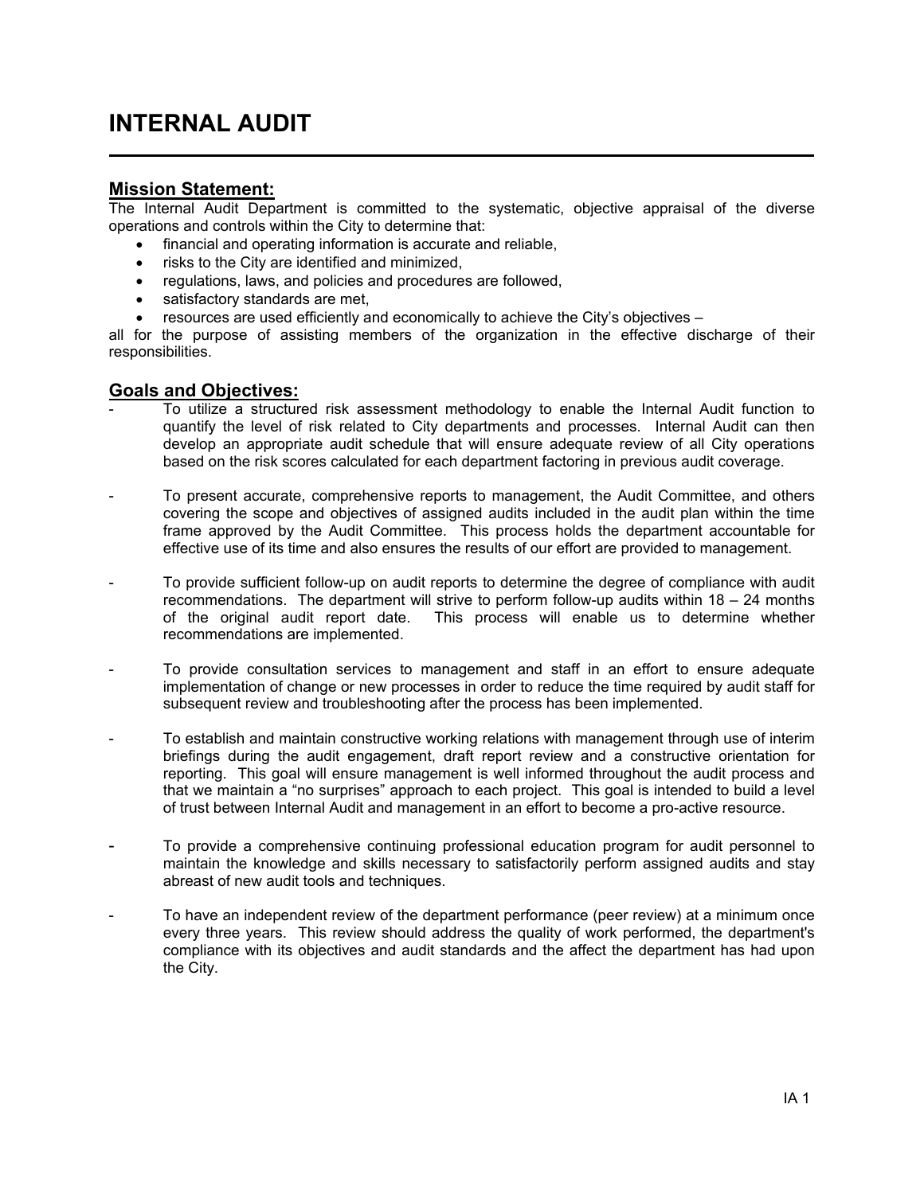# INTERNAL AUDIT

## Mission Statement:

The Internal Audit Department is committed to the systematic, objective appraisal of the diverse operations and controls within the City to determine that:

- financial and operating information is accurate and reliable,
- risks to the City are identified and minimized,
- regulations, laws, and policies and procedures are followed,
- satisfactory standards are met,
- resources are used efficiently and economically to achieve the City's objectives –

all for the purpose of assisting members of the organization in the effective discharge of their responsibilities.

## Goals and Objectives:

- To utilize a structured risk assessment methodology to enable the Internal Audit function to quantify the level of risk related to City departments and processes. Internal Audit can then develop an appropriate audit schedule that will ensure adequate review of all City operations based on the risk scores calculated for each department factoring in previous audit coverage.

- To present accurate, comprehensive reports to management, the Audit Committee, and others covering the scope and objectives of assigned audits included in the audit plan within the time frame approved by the Audit Committee. This process holds the department accountable for effective use of its time and also ensures the results of our effort are provided to management.

- To provide sufficient follow-up on audit reports to determine the degree of compliance with audit recommendations. The department will strive to perform follow-up audits within 18 – 24 months of the original audit report date. This process will enable us to determine whether recommendations are implemented.

- To provide consultation services to management and staff in an effort to ensure adequate implementation of change or new processes in order to reduce the time required by audit staff for subsequent review and troubleshooting after the process has been implemented.

- To establish and maintain constructive working relations with management through use of interim briefings during the audit engagement, draft report review and a constructive orientation for reporting. This goal will ensure management is well informed throughout the audit process and that we maintain a "no surprises" approach to each project. This goal is intended to build a level of trust between Internal Audit and management in an effort to become a pro-active resource.

- To provide a comprehensive continuing professional education program for audit personnel to maintain the knowledge and skills necessary to satisfactorily perform assigned audits and stay abreast of new audit tools and techniques.

- To have an independent review of the department performance (peer review) at a minimum once every three years. This review should address the quality of work performed, the department's compliance with its objectives and audit standards and the affect the department has had upon the City.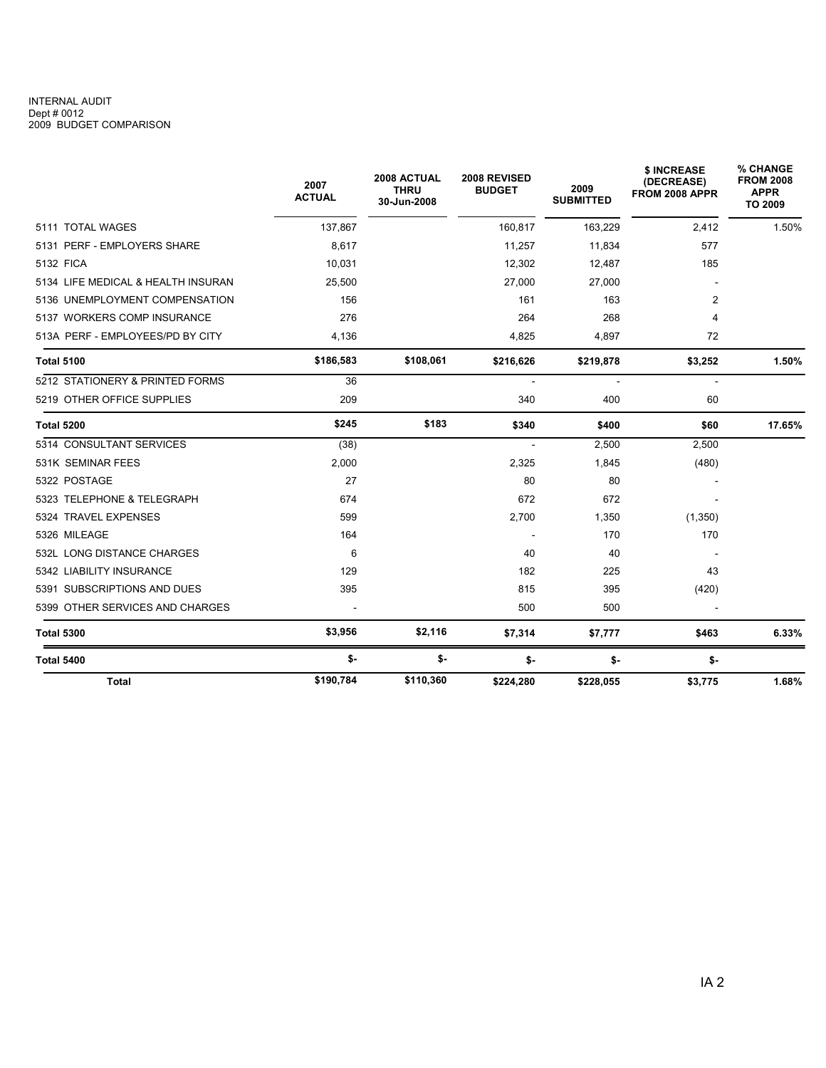INTERNAL AUDIT
Dept # 0012
2009 BUDGET COMPARISON

| | 2007 ACTUAL | 2008 ACTUAL THRU 30-Jun-2008 | 2008 REVISED BUDGET | 2009 SUBMITTED | $ INCREASE (DECREASE) FROM 2008 APPR | % CHANGE FROM 2008 APPR TO 2009 |
|---|---|---|---|---|---|---|
| 5111 TOTAL WAGES | 137,867 | | 160,817 | 163,229 | 2,412 | 1.50% |
| 5131 PERF - EMPLOYERS SHARE | 8,617 | | 11,257 | 11,834 | 577 | |
| 5132 FICA | 10,031 | | 12,302 | 12,487 | 185 | |
| 5134 LIFE MEDICAL & HEALTH INSURAN | 25,500 | | 27,000 | 27,000 | - | |
| 5136 UNEMPLOYMENT COMPENSATION | 156 | | 161 | 163 | 2 | |
| 5137 WORKERS COMP INSURANCE | 276 | | 264 | 268 | 4 | |
| 513A PERF - EMPLOYEES/PD BY CITY | 4,136 | | 4,825 | 4,897 | 72 | |
| **Total 5100** | **$186,583** | **$108,061** | **$216,626** | **$219,878** | **$3,252** | **1.50%** |
| 5212 STATIONERY & PRINTED FORMS | 36 | | - | - | - | |
| 5219 OTHER OFFICE SUPPLIES | 209 | | 340 | 400 | 60 | |
| **Total 5200** | **$245** | **$183** | **$340** | **$400** | **$60** | **17.65%** |
| 5314 CONSULTANT SERVICES | (38) | | - | 2,500 | 2,500 | |
| 531K SEMINAR FEES | 2,000 | | 2,325 | 1,845 | (480) | |
| 5322 POSTAGE | 27 | | 80 | 80 | - | |
| 5323 TELEPHONE & TELEGRAPH | 674 | | 672 | 672 | - | |
| 5324 TRAVEL EXPENSES | 599 | | 2,700 | 1,350 | (1,350) | |
| 5326 MILEAGE | 164 | | - | 170 | 170 | |
| 532L LONG DISTANCE CHARGES | 6 | | 40 | 40 | - | |
| 5342 LIABILITY INSURANCE | 129 | | 182 | 225 | 43 | |
| 5391 SUBSCRIPTIONS AND DUES | 395 | | 815 | 395 | (420) | |
| 5399 OTHER SERVICES AND CHARGES | - | | 500 | 500 | - | |
| **Total 5300** | **$3,956** | **$2,116** | **$7,314** | **$7,777** | **$463** | **6.33%** |
| **Total 5400** | **$-** | **$-** | **$-** | **$-** | **$-** | |
| **Total** | **$190,784** | **$110,360** | **$224,280** | **$228,055** | **$3,775** | **1.68%** |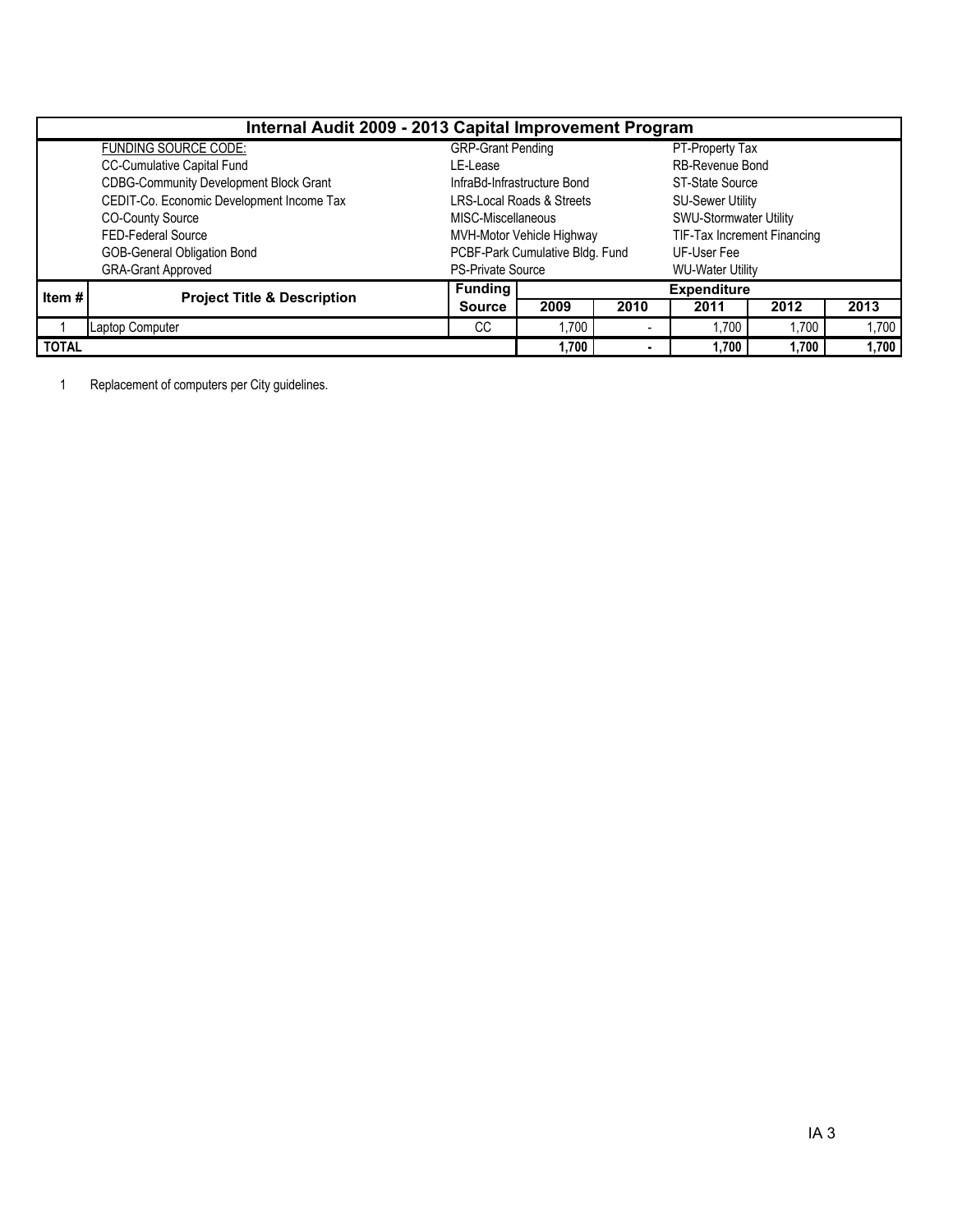# Internal Audit 2009 - 2013 Capital Improvement Program

FUNDING SOURCE CODE:

| | | |
|---|---|---|
| CC-Cumulative Capital Fund | GRP-Grant Pending | PT-Property Tax |
| CDBG-Community Development Block Grant | LE-Lease | RB-Revenue Bond |
| CEDIT-Co. Economic Development Income Tax | InfraBd-Infrastructure Bond | ST-State Source |
| CO-County Source | LRS-Local Roads & Streets | SU-Sewer Utility |
| FED-Federal Source | MISC-Miscellaneous | SWU-Stormwater Utility |
| GOB-General Obligation Bond | MVH-Motor Vehicle Highway | TIF-Tax Increment Financing |
| GRA-Grant Approved | PCBF-Park Cumulative Bldg. Fund | UF-User Fee |
| | PS-Private Source | WU-Water Utility |

| Item # | Project Title & Description | Funding Source | Expenditure | | | | |
|---|---|---|---|---|---|---|---|
| | | | 2009 | 2010 | 2011 | 2012 | 2013 |
| 1 | Laptop Computer | CC | 1,700 | - | 1,700 | 1,700 | 1,700 |
| **TOTAL** | | | **1,700** | **-** | **1,700** | **1,700** | **1,700** |

1 Replacement of computers per City guidelines.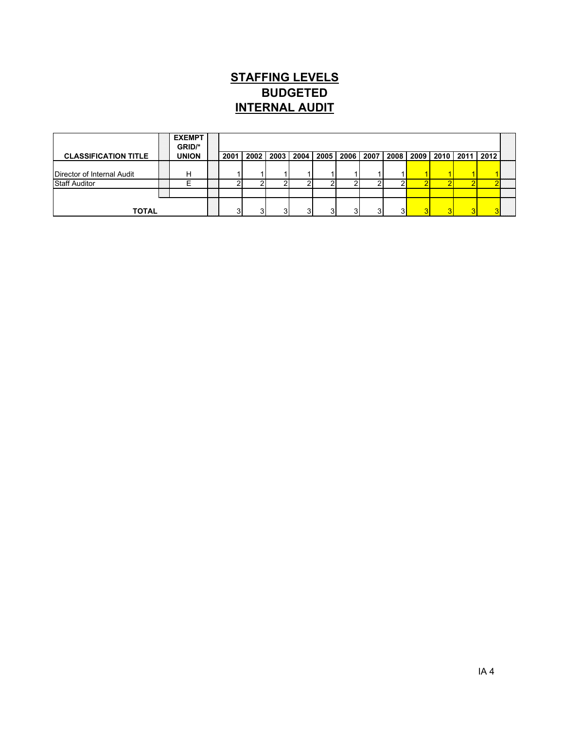# STAFFING LEVELS
## BUDGETED
## INTERNAL AUDIT

| CLASSIFICATION TITLE | EXEMPT GRID/* UNION | 2001 | 2002 | 2003 | 2004 | 2005 | 2006 | 2007 | 2008 | 2009 | 2010 | 2011 | 2012 |
|---|---|---|---|---|---|---|---|---|---|---|---|---|---|
| Director of Internal Audit | H | 1 | 1 | 1 | 1 | 1 | 1 | 1 | 1 | 1 | 1 | 1 | 1 |
| Staff Auditor | E | 2 | 2 | 2 | 2 | 2 | 2 | 2 | 2 | 2 | 2 | 2 | 2 |
| | | | | | | | | | | | | | |
| **TOTAL** | | 3 | 3 | 3 | 3 | 3 | 3 | 3 | 3 | 3 | 3 | 3 | 3 |

IA 4